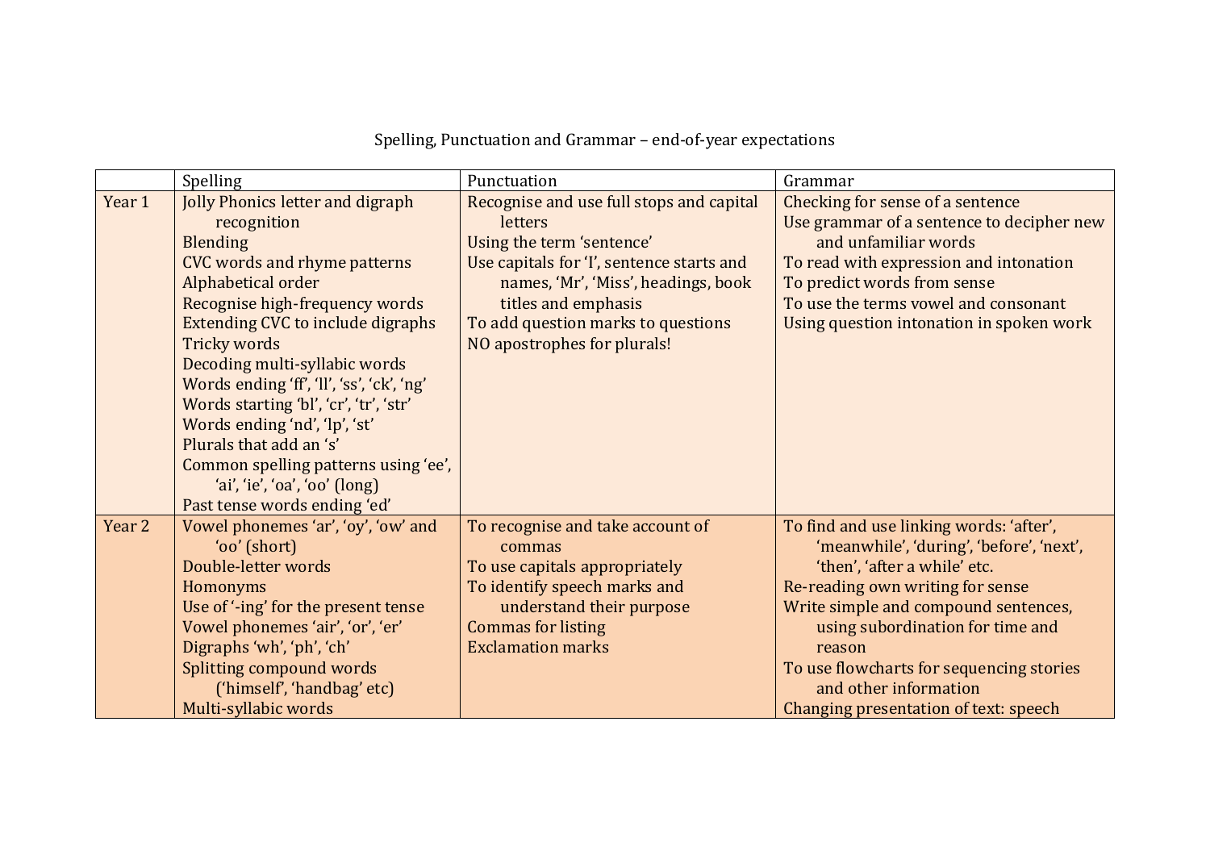Spelling, Punctuation and Grammar – end-of-year expectations

| | Spelling | Punctuation | Grammar |
|---|---|---|---|
| Year 1 | Jolly Phonics letter and digraph recognition<br>Blending<br>CVC words and rhyme patterns<br>Alphabetical order<br>Recognise high-frequency words<br>Extending CVC to include digraphs<br>Tricky words<br>Decoding multi-syllabic words<br>Words ending 'ff', 'll', 'ss', 'ck', 'ng'<br>Words starting 'bl', 'cr', 'tr', 'str'<br>Words ending 'nd', 'lp', 'st'<br>Plurals that add an 's'<br>Common spelling patterns using 'ee', 'ai', 'ie', 'oa', 'oo' (long)<br>Past tense words ending 'ed' | Recognise and use full stops and capital letters<br>Using the term 'sentence'<br>Use capitals for 'I', sentence starts and names, 'Mr', 'Miss', headings, book titles and emphasis<br>To add question marks to questions<br>NO apostrophes for plurals! | Checking for sense of a sentence<br>Use grammar of a sentence to decipher new and unfamiliar words<br>To read with expression and intonation<br>To predict words from sense<br>To use the terms vowel and consonant<br>Using question intonation in spoken work |
| Year 2 | Vowel phonemes 'ar', 'oy', 'ow' and 'oo' (short)<br>Double-letter words<br>Homonyms<br>Use of '-ing' for the present tense<br>Vowel phonemes 'air', 'or', 'er'<br>Digraphs 'wh', 'ph', 'ch'<br>Splitting compound words ('himself', 'handbag' etc)<br>Multi-syllabic words | To recognise and take account of commas<br>To use capitals appropriately<br>To identify speech marks and understand their purpose<br>Commas for listing<br>Exclamation marks | To find and use linking words: 'after', 'meanwhile', 'during', 'before', 'next', 'then', 'after a while' etc.<br>Re-reading own writing for sense<br>Write simple and compound sentences, using subordination for time and reason<br>To use flowcharts for sequencing stories and other information<br>Changing presentation of text: speech |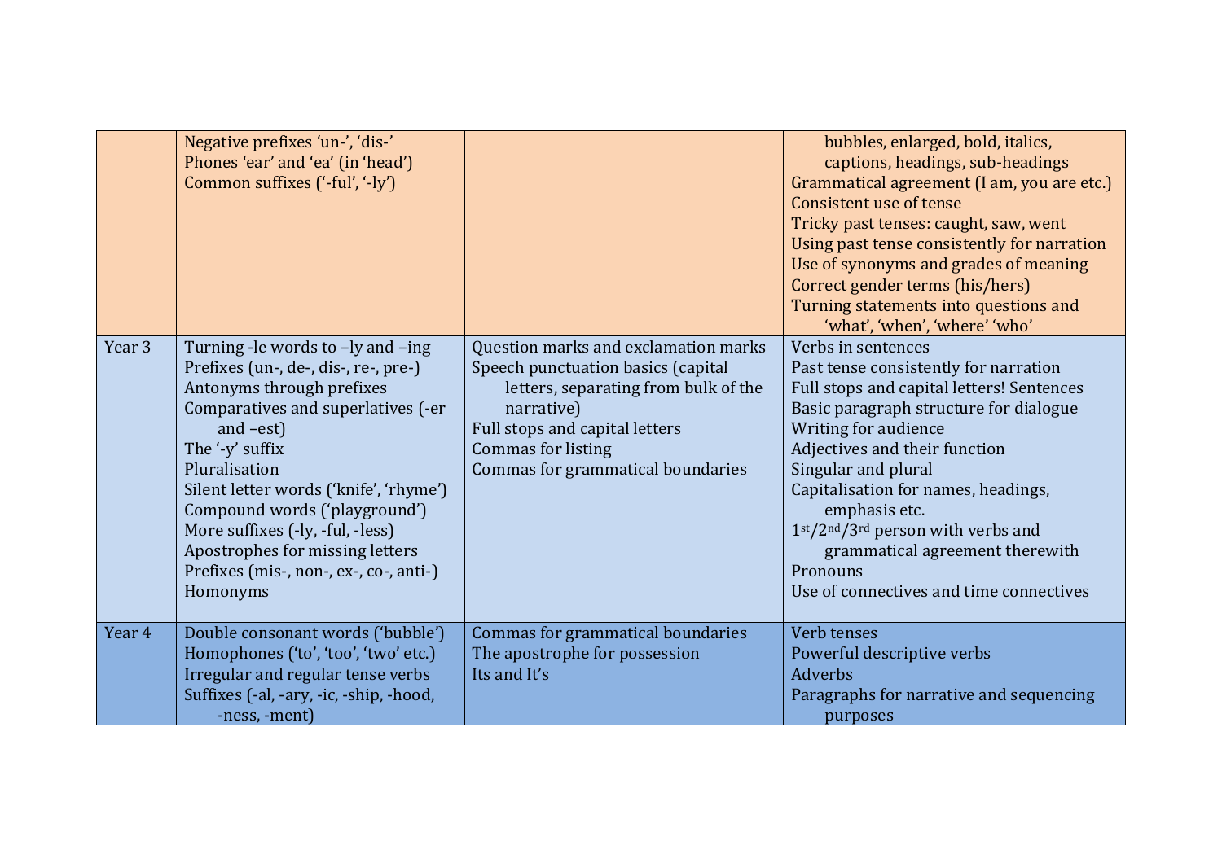| | | | |
|---|---|---|---|
| | Negative prefixes 'un-', 'dis-'<br>Phones 'ear' and 'ea' (in 'head')<br>Common suffixes ('-ful', '-ly') | | bubbles, enlarged, bold, italics, captions, headings, sub-headings<br>Grammatical agreement (I am, you are etc.)<br>Consistent use of tense<br>Tricky past tenses: caught, saw, went<br>Using past tense consistently for narration<br>Use of synonyms and grades of meaning<br>Correct gender terms (his/hers)<br>Turning statements into questions and 'what', 'when', 'where' 'who' |
| Year 3 | Turning -le words to –ly and –ing<br>Prefixes (un-, de-, dis-, re-, pre-)<br>Antonyms through prefixes<br>Comparatives and superlatives (-er and –est)<br>The '-y' suffix<br>Pluralisation<br>Silent letter words ('knife', 'rhyme')<br>Compound words ('playground')<br>More suffixes (-ly, -ful, -less)<br>Apostrophes for missing letters<br>Prefixes (mis-, non-, ex-, co-, anti-)<br>Homonyms | Question marks and exclamation marks<br>Speech punctuation basics (capital letters, separating from bulk of the narrative)<br>Full stops and capital letters<br>Commas for listing<br>Commas for grammatical boundaries | Verbs in sentences<br>Past tense consistently for narration<br>Full stops and capital letters! Sentences<br>Basic paragraph structure for dialogue<br>Writing for audience<br>Adjectives and their function<br>Singular and plural<br>Capitalisation for names, headings, emphasis etc.<br>1st/2nd/3rd person with verbs and grammatical agreement therewith<br>Pronouns<br>Use of connectives and time connectives |
| Year 4 | Double consonant words ('bubble')<br>Homophones ('to', 'too', 'two' etc.)<br>Irregular and regular tense verbs<br>Suffixes (-al, -ary, -ic, -ship, -hood, -ness, -ment) | Commas for grammatical boundaries<br>The apostrophe for possession<br>Its and It's | Verb tenses<br>Powerful descriptive verbs<br>Adverbs<br>Paragraphs for narrative and sequencing purposes |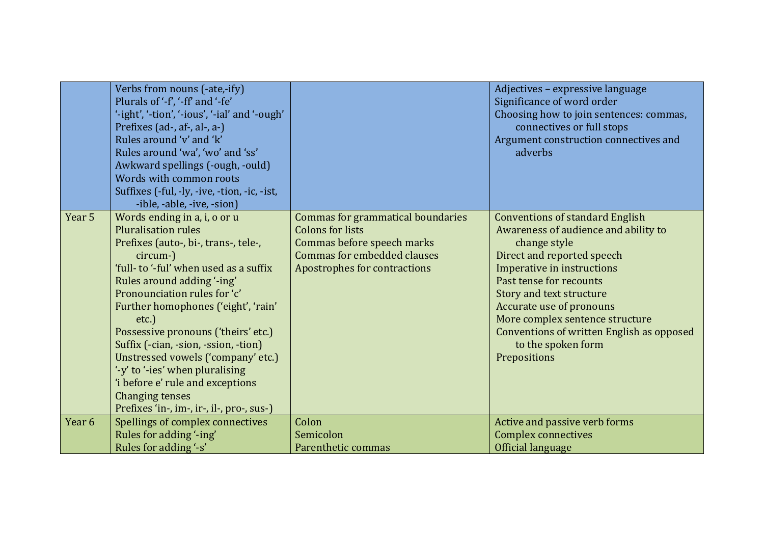| | | | |
|---|---|---|---|
| | Verbs from nouns (-ate,-ify)<br>Plurals of '-f', '-ff' and '-fe'<br>'-ight', '-tion', '-ious', '-ial' and '-ough'<br>Prefixes (ad-, af-, al-, a-)<br>Rules around 'v' and 'k'<br>Rules around 'wa', 'wo' and 'ss'<br>Awkward spellings (-ough, -ould)<br>Words with common roots<br>Suffixes (-ful, -ly, -ive, -tion, -ic, -ist, -ible, -able, -ive, -sion) | | Adjectives – expressive language<br>Significance of word order<br>Choosing how to join sentences: commas, connectives or full stops<br>Argument construction connectives and adverbs |
| Year 5 | Words ending in a, i, o or u<br>Pluralisation rules<br>Prefixes (auto-, bi-, trans-, tele-, circum-)<br>'full- to '-ful' when used as a suffix<br>Rules around adding '-ing'<br>Pronounciation rules for 'c'<br>Further homophones ('eight', 'rain' etc.)<br>Possessive pronouns ('theirs' etc.)<br>Suffix (-cian, -sion, -ssion, -tion)<br>Unstressed vowels ('company' etc.)<br>'-y' to '-ies' when pluralising<br>'i before e' rule and exceptions<br>Changing tenses<br>Prefixes 'in-, im-, ir-, il-, pro-, sus-) | Commas for grammatical boundaries<br>Colons for lists<br>Commas before speech marks<br>Commas for embedded clauses<br>Apostrophes for contractions | Conventions of standard English<br>Awareness of audience and ability to change style<br>Direct and reported speech<br>Imperative in instructions<br>Past tense for recounts<br>Story and text structure<br>Accurate use of pronouns<br>More complex sentence structure<br>Conventions of written English as opposed to the spoken form<br>Prepositions |
| Year 6 | Spellings of complex connectives<br>Rules for adding '-ing'<br>Rules for adding '-s' | Colon<br>Semicolon<br>Parenthetic commas | Active and passive verb forms<br>Complex connectives<br>Official language |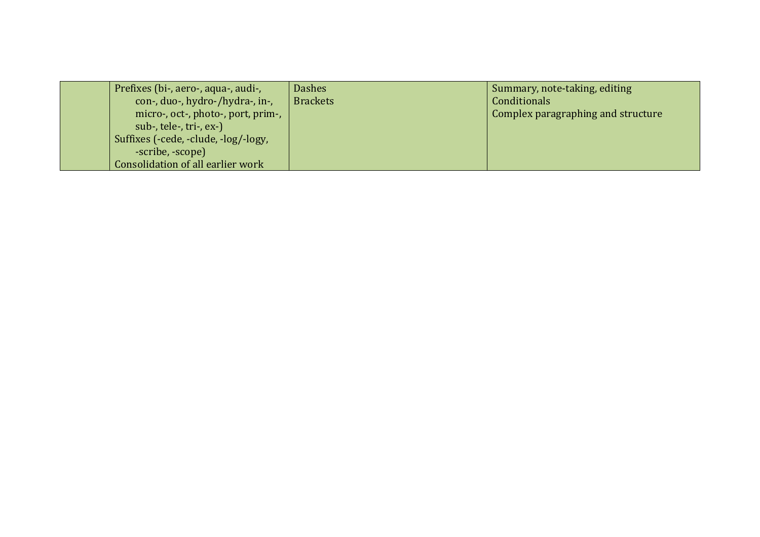| | | | |
|---|---|---|---|
| | Prefixes (bi-, aero-, aqua-, audi-, con-, duo-, hydro-/hydra-, in-, micro-, oct-, photo-, port, prim-, sub-, tele-, tri-, ex-)<br>Suffixes (-cede, -clude, -log/-logy, -scribe, -scope)<br>Consolidation of all earlier work | Dashes<br>Brackets | Summary, note-taking, editing<br>Conditionals<br>Complex paragraphing and structure |